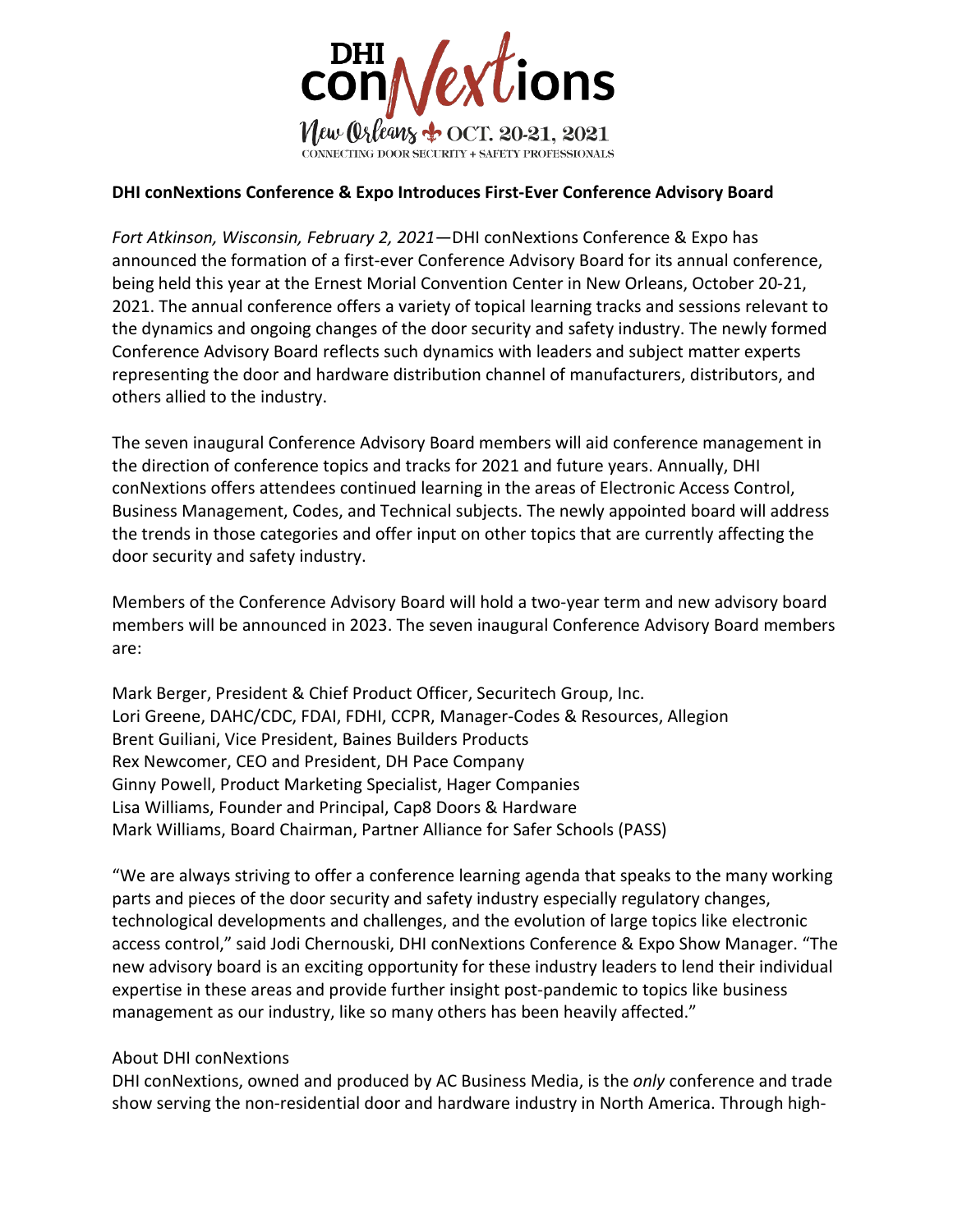DHI conNextions

New Orleans OCT. 20-21, 2021

CONNECTING DOOR SECURITY + SAFETY PROFESSIONALS

**DHI conNextions Conference & Expo Introduces First-Ever Conference Advisory Board**

*Fort Atkinson, Wisconsin, February 2, 2021*—DHI conNextions Conference & Expo has announced the formation of a first-ever Conference Advisory Board for its annual conference, being held this year at the Ernest Morial Convention Center in New Orleans, October 20-21, 2021. The annual conference offers a variety of topical learning tracks and sessions relevant to the dynamics and ongoing changes of the door security and safety industry. The newly formed Conference Advisory Board reflects such dynamics with leaders and subject matter experts representing the door and hardware distribution channel of manufacturers, distributors, and others allied to the industry.

The seven inaugural Conference Advisory Board members will aid conference management in the direction of conference topics and tracks for 2021 and future years. Annually, DHI conNextions offers attendees continued learning in the areas of Electronic Access Control, Business Management, Codes, and Technical subjects. The newly appointed board will address the trends in those categories and offer input on other topics that are currently affecting the door security and safety industry.

Members of the Conference Advisory Board will hold a two-year term and new advisory board members will be announced in 2023. The seven inaugural Conference Advisory Board members are:

Mark Berger, President & Chief Product Officer, Securitech Group, Inc.
Lori Greene, DAHC/CDC, FDAI, FDHI, CCPR, Manager-Codes & Resources, Allegion
Brent Guiliani, Vice President, Baines Builders Products
Rex Newcomer, CEO and President, DH Pace Company
Ginny Powell, Product Marketing Specialist, Hager Companies
Lisa Williams, Founder and Principal, Cap8 Doors & Hardware
Mark Williams, Board Chairman, Partner Alliance for Safer Schools (PASS)

"We are always striving to offer a conference learning agenda that speaks to the many working parts and pieces of the door security and safety industry especially regulatory changes, technological developments and challenges, and the evolution of large topics like electronic access control," said Jodi Chernouski, DHI conNextions Conference & Expo Show Manager. "The new advisory board is an exciting opportunity for these industry leaders to lend their individual expertise in these areas and provide further insight post-pandemic to topics like business management as our industry, like so many others has been heavily affected."

About DHI conNextions

DHI conNextions, owned and produced by AC Business Media, is the *only* conference and trade show serving the non-residential door and hardware industry in North America. Through high-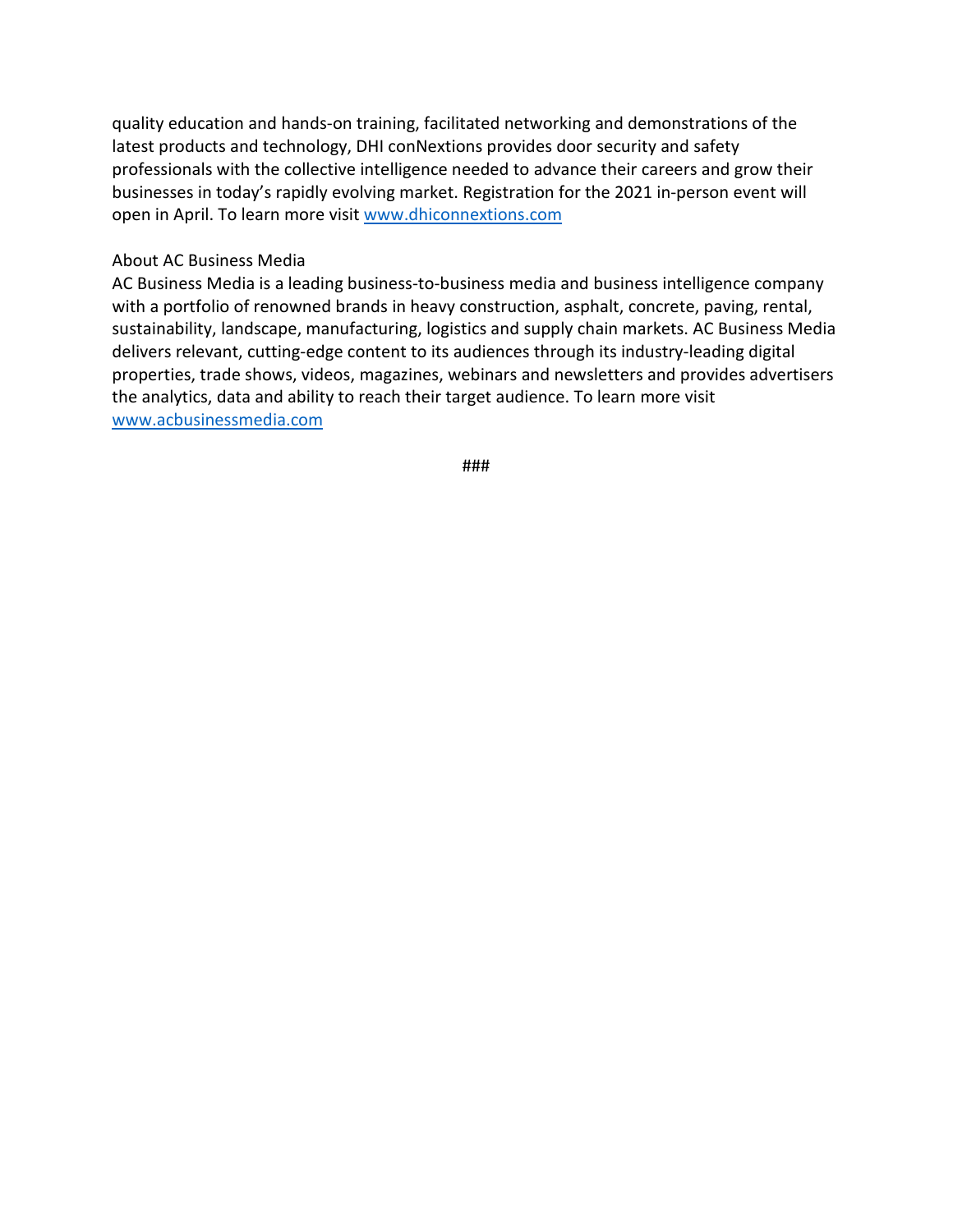quality education and hands-on training, facilitated networking and demonstrations of the latest products and technology, DHI conNextions provides door security and safety professionals with the collective intelligence needed to advance their careers and grow their businesses in today's rapidly evolving market. Registration for the 2021 in-person event will open in April. To learn more visit www.dhiconnextions.com

About AC Business Media

AC Business Media is a leading business-to-business media and business intelligence company with a portfolio of renowned brands in heavy construction, asphalt, concrete, paving, rental, sustainability, landscape, manufacturing, logistics and supply chain markets. AC Business Media delivers relevant, cutting-edge content to its audiences through its industry-leading digital properties, trade shows, videos, magazines, webinars and newsletters and provides advertisers the analytics, data and ability to reach their target audience. To learn more visit www.acbusinessmedia.com

###